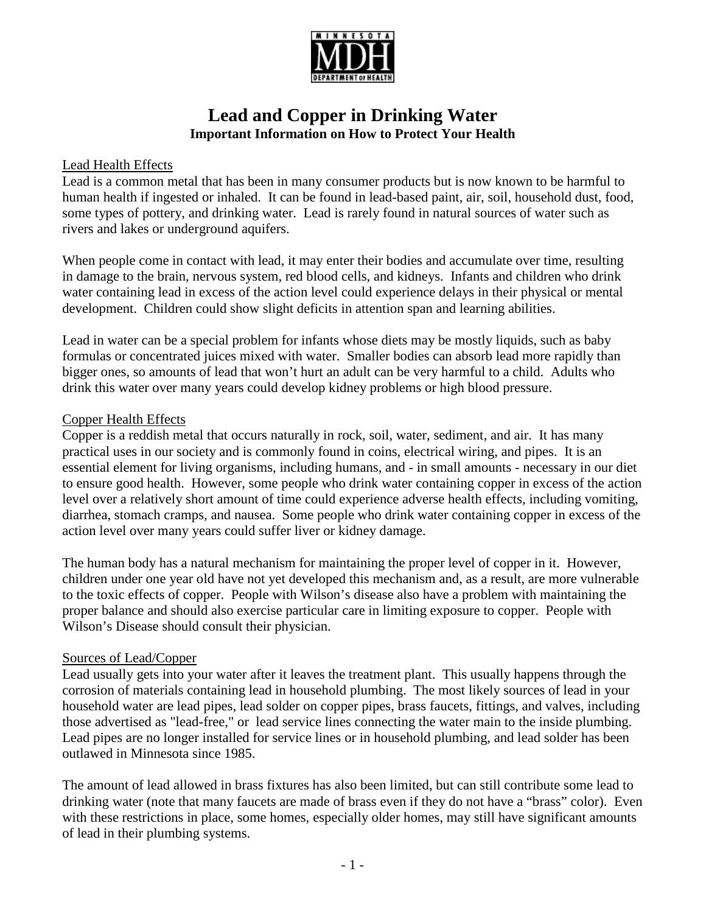# Lead and Copper in Drinking Water

## Important Information on How to Protect Your Health

### Lead Health Effects

Lead is a common metal that has been in many consumer products but is now known to be harmful to human health if ingested or inhaled. It can be found in lead-based paint, air, soil, household dust, food, some types of pottery, and drinking water. Lead is rarely found in natural sources of water such as rivers and lakes or underground aquifers.

When people come in contact with lead, it may enter their bodies and accumulate over time, resulting in damage to the brain, nervous system, red blood cells, and kidneys. Infants and children who drink water containing lead in excess of the action level could experience delays in their physical or mental development. Children could show slight deficits in attention span and learning abilities.

Lead in water can be a special problem for infants whose diets may be mostly liquids, such as baby formulas or concentrated juices mixed with water. Smaller bodies can absorb lead more rapidly than bigger ones, so amounts of lead that won't hurt an adult can be very harmful to a child. Adults who drink this water over many years could develop kidney problems or high blood pressure.

### Copper Health Effects

Copper is a reddish metal that occurs naturally in rock, soil, water, sediment, and air. It has many practical uses in our society and is commonly found in coins, electrical wiring, and pipes. It is an essential element for living organisms, including humans, and - in small amounts - necessary in our diet to ensure good health. However, some people who drink water containing copper in excess of the action level over a relatively short amount of time could experience adverse health effects, including vomiting, diarrhea, stomach cramps, and nausea. Some people who drink water containing copper in excess of the action level over many years could suffer liver or kidney damage.

The human body has a natural mechanism for maintaining the proper level of copper in it. However, children under one year old have not yet developed this mechanism and, as a result, are more vulnerable to the toxic effects of copper. People with Wilson's disease also have a problem with maintaining the proper balance and should also exercise particular care in limiting exposure to copper. People with Wilson's Disease should consult their physician.

### Sources of Lead/Copper

Lead usually gets into your water after it leaves the treatment plant. This usually happens through the corrosion of materials containing lead in household plumbing. The most likely sources of lead in your household water are lead pipes, lead solder on copper pipes, brass faucets, fittings, and valves, including those advertised as "lead-free," or lead service lines connecting the water main to the inside plumbing. Lead pipes are no longer installed for service lines or in household plumbing, and lead solder has been outlawed in Minnesota since 1985.

The amount of lead allowed in brass fixtures has also been limited, but can still contribute some lead to drinking water (note that many faucets are made of brass even if they do not have a "brass" color). Even with these restrictions in place, some homes, especially older homes, may still have significant amounts of lead in their plumbing systems.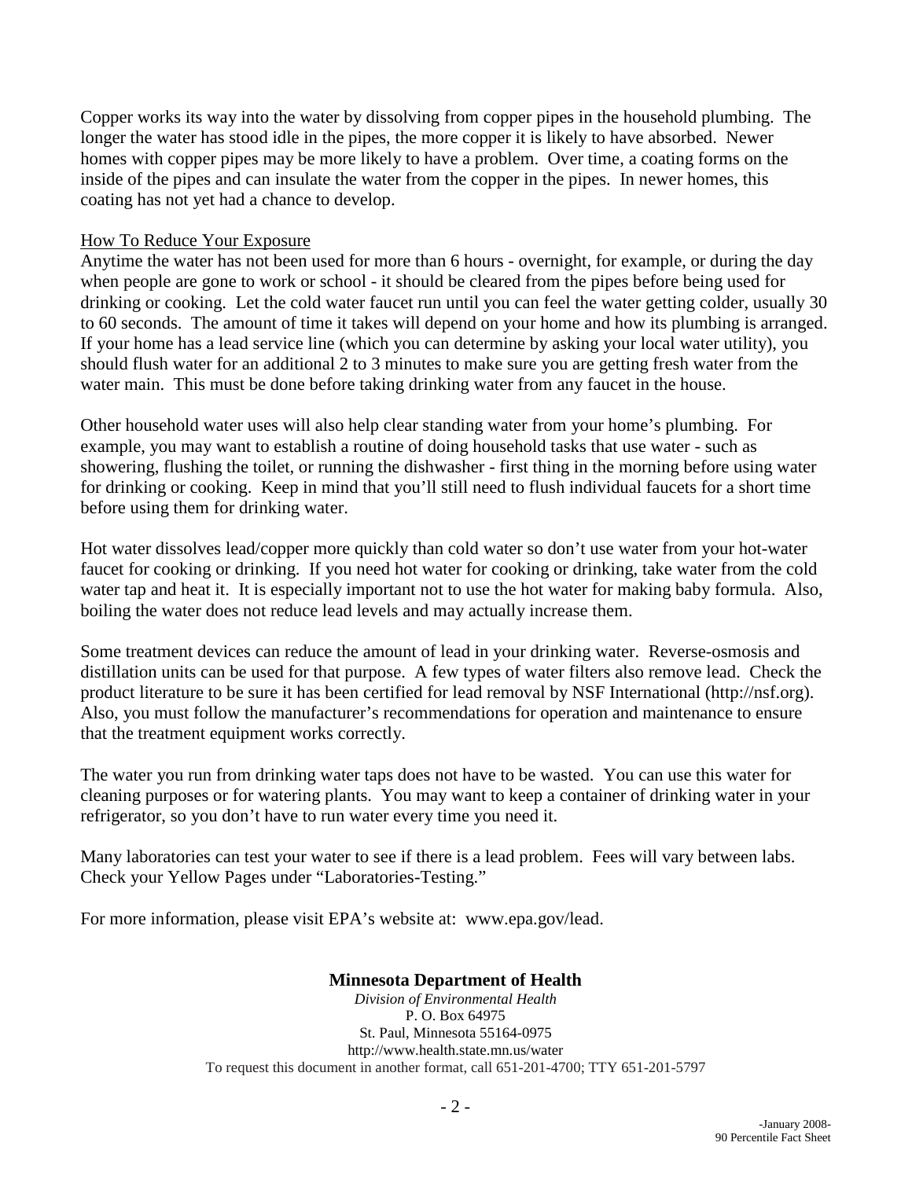Copper works its way into the water by dissolving from copper pipes in the household plumbing. The longer the water has stood idle in the pipes, the more copper it is likely to have absorbed. Newer homes with copper pipes may be more likely to have a problem. Over time, a coating forms on the inside of the pipes and can insulate the water from the copper in the pipes. In newer homes, this coating has not yet had a chance to develop.

## How To Reduce Your Exposure

Anytime the water has not been used for more than 6 hours - overnight, for example, or during the day when people are gone to work or school - it should be cleared from the pipes before being used for drinking or cooking. Let the cold water faucet run until you can feel the water getting colder, usually 30 to 60 seconds. The amount of time it takes will depend on your home and how its plumbing is arranged. If your home has a lead service line (which you can determine by asking your local water utility), you should flush water for an additional 2 to 3 minutes to make sure you are getting fresh water from the water main. This must be done before taking drinking water from any faucet in the house.

Other household water uses will also help clear standing water from your home's plumbing. For example, you may want to establish a routine of doing household tasks that use water - such as showering, flushing the toilet, or running the dishwasher - first thing in the morning before using water for drinking or cooking. Keep in mind that you'll still need to flush individual faucets for a short time before using them for drinking water.

Hot water dissolves lead/copper more quickly than cold water so don't use water from your hot-water faucet for cooking or drinking. If you need hot water for cooking or drinking, take water from the cold water tap and heat it. It is especially important not to use the hot water for making baby formula. Also, boiling the water does not reduce lead levels and may actually increase them.

Some treatment devices can reduce the amount of lead in your drinking water. Reverse-osmosis and distillation units can be used for that purpose. A few types of water filters also remove lead. Check the product literature to be sure it has been certified for lead removal by NSF International (http://nsf.org). Also, you must follow the manufacturer's recommendations for operation and maintenance to ensure that the treatment equipment works correctly.

The water you run from drinking water taps does not have to be wasted. You can use this water for cleaning purposes or for watering plants. You may want to keep a container of drinking water in your refrigerator, so you don't have to run water every time you need it.

Many laboratories can test your water to see if there is a lead problem. Fees will vary between labs. Check your Yellow Pages under "Laboratories-Testing."

For more information, please visit EPA's website at: www.epa.gov/lead.

**Minnesota Department of Health**
*Division of Environmental Health*
P. O. Box 64975
St. Paul, Minnesota 55164-0975
http://www.health.state.mn.us/water
To request this document in another format, call 651-201-4700; TTY 651-201-5797

-January 2008-
90 Percentile Fact Sheet